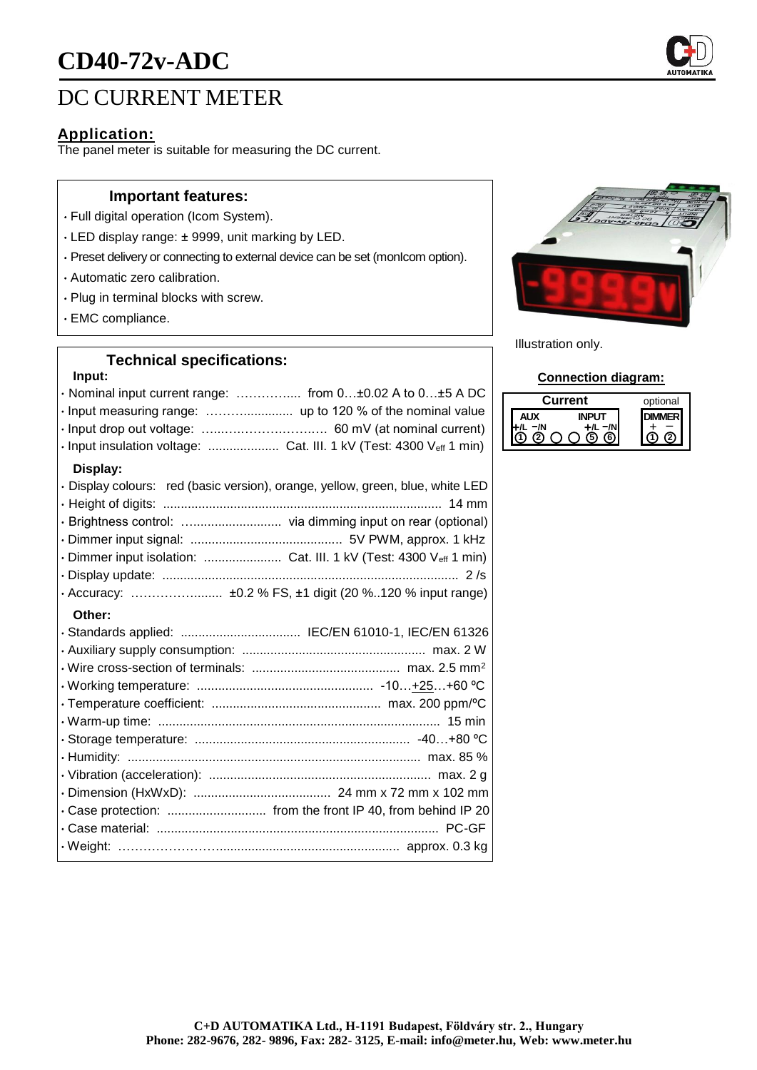# CD40-72v-ADC

## DC CURRENT METER

### Application:

The panel meter is suitable for measuring the DC current.

### Important features:

- Full digital operation (Icom System).
- LED display range: ± 9999, unit marking by LED.
- Preset delivery or connecting to external device can be set (monIcom option).
- Automatic zero calibration.
- Plug in terminal blocks with screw.
- EMC compliance.

Illustration only.

### Technical specifications:

**Input:**

- Nominal input current range: ……….…... from 0…±0.02 A to 0…±5 A DC
- Input measuring range: ……….............. up to 120 % of the nominal value
- Input drop out voltage: …..…….…….…….. 60 mV (at nominal current)
- Input insulation voltage: .................... Cat. III. 1 kV (Test: 4300 $V_{eff}$ 1 min)

**Display:**

- Display colours: red (basic version), orange, yellow, green, blue, white LED
- Height of digits: ............................................................................ 14 mm
- Brightness control: …......................... via dimming input on rear (optional)
- Dimmer input signal: ........................................... 5V PWM, approx. 1 kHz
- Dimmer input isolation: ...................... Cat. III. 1 kV (Test: 4300 $V_{eff}$ 1 min)
- Display update: .................................................................................. 2 /s
- Accuracy: ……………......... ±0.2 % FS, ±1 digit (20 %..120 % input range)

**Other:**

- Standards applied: .................................. IEC/EN 61010-1, IEC/EN 61326
- Auxiliary supply consumption: .................................................... max. 2 W
- Wire cross-section of terminals: .......................................... max. 2.5 mm²
- Working temperature: .................................................. -10…+25…+60 ºC
- Temperature coefficient: ................................................ max. 200 ppm/ºC
- Warm-up time: ............................................................................... 15 min
- Storage temperature: ............................................................ -40…+80 ºC
- Humidity: .................................................................................. max. 85 %
- Vibration (acceleration): ............................................................... max. 2 g
- Dimension (HxWxD): ....................................... 24 mm x 72 mm x 102 mm
- Case protection: ............................ from the front IP 40, from behind IP 20
- Case material: ............................................................................... PC-GF
- Weight: ……………………................................................... approx. 0.3 kg

### Connection diagram:

| Current | | | | | | optional | |
|---|---|---|---|---|---|---|---|
| AUX | | | | INPUT | | DIMMER | |
| +/L | −/N | | | +/L | −/N | + | − |
| ① | ② | ○ | ○ | ⑤ | ⑥ | ① | ② |

**C+D AUTOMATIKA Ltd., H-1191 Budapest, Földváry str. 2., Hungary**
**Phone: 282-9676, 282- 9896, Fax: 282- 3125, E-mail: info@meter.hu, Web: www.meter.hu**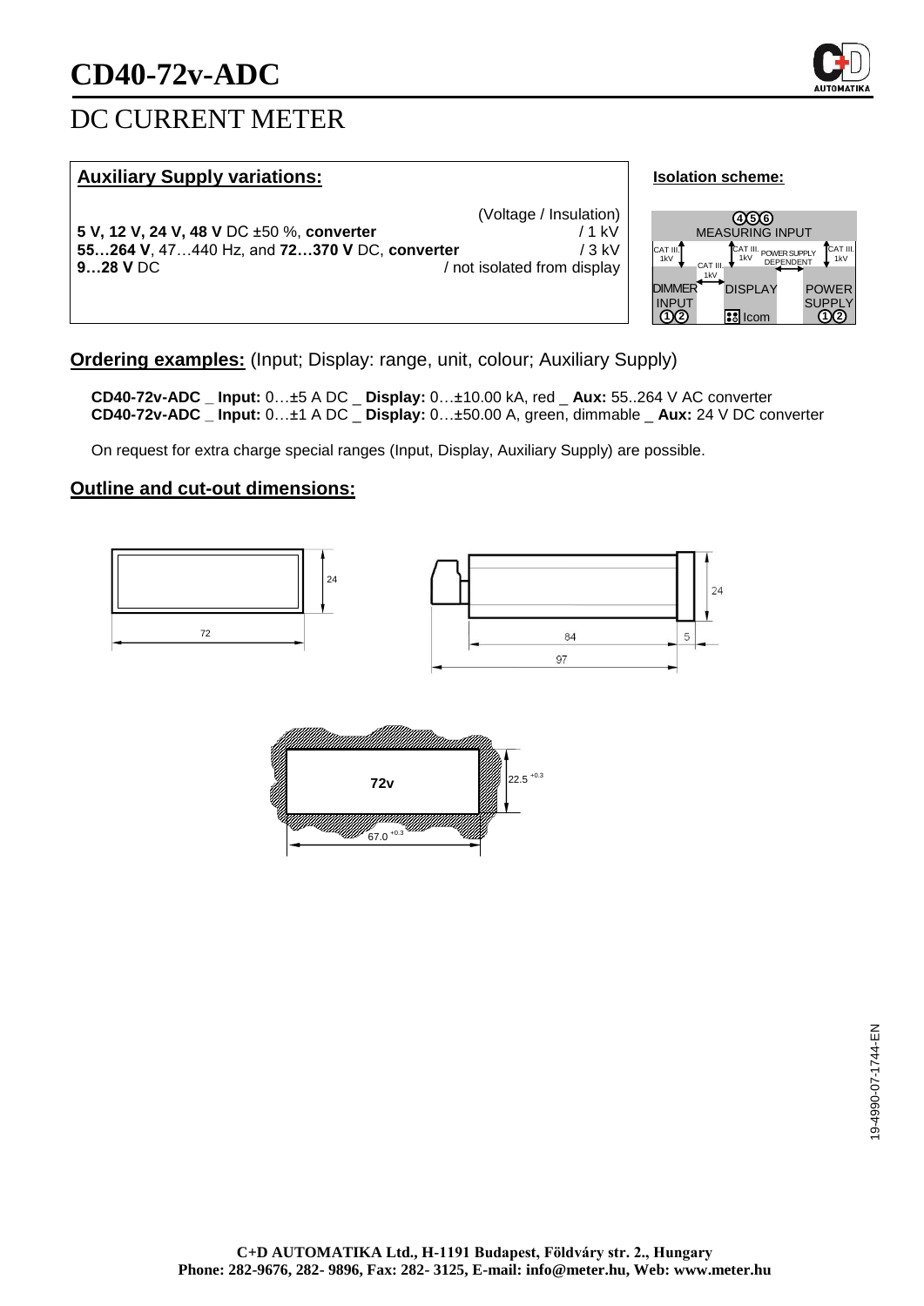# CD40-72v-ADC

## DC CURRENT METER

### Auxiliary Supply variations:

| | (Voltage / Insulation) |
|---|---|
| **5 V, 12 V, 24 V, 48 V** DC ±50 %, **converter** | / 1 kV |
| **55…264 V**, 47…440 Hz, and **72…370 V** DC, **converter** | / 3 kV |
| **9…28 V** DC | / not isolated from display |

### Isolation scheme:

④⑤⑥
MEASURING INPUT
CAT III. 1kV
CAT III. 1kV
POWER SUPPLY DEPENDENT
CAT III. 1kV
CAT III. 1kV
DIMMER INPUT ①②
DISPLAY
Icom
POWER SUPPLY ①②

### Ordering examples: (Input; Display: range, unit, colour; Auxiliary Supply)

**CD40-72v-ADC _ Input:** 0…±5 A DC _ **Display:** 0…±10.00 kA, red _ **Aux:** 55..264 V AC converter
**CD40-72v-ADC _ Input:** 0…±1 A DC _ **Display:** 0…±50.00 A, green, dimmable _ **Aux:** 24 V DC converter

On request for extra charge special ranges (Input, Display, Auxiliary Supply) are possible.

### Outline and cut-out dimensions:

24
72
24
84
5
97

72v
22.5 +0.3
67.0 +0.3

19-4990-07-1744-EN

**C+D AUTOMATIKA Ltd., H-1191 Budapest, Földváry str. 2., Hungary**
**Phone: 282-9676, 282- 9896, Fax: 282- 3125, E-mail: info@meter.hu, Web: www.meter.hu**